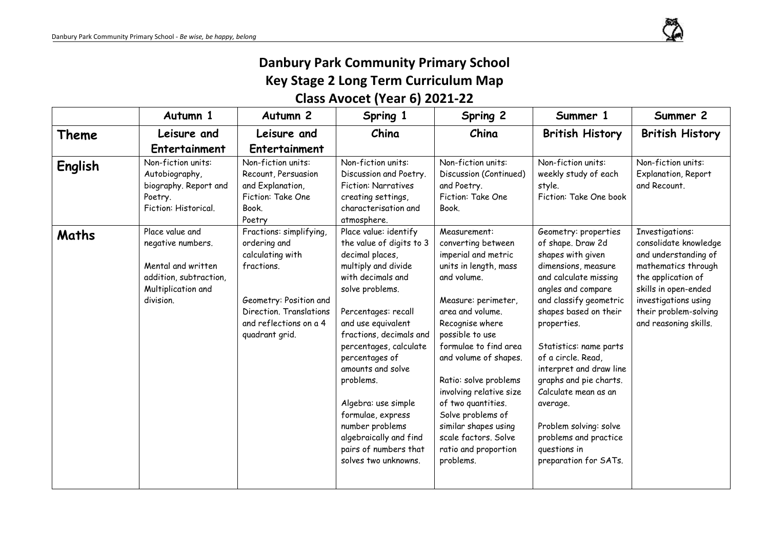# Danbury Park Community Primary School

## Key Stage 2 Long Term Curriculum Map

## Class Avocet (Year 6) 2021-22

| | Autumn 1 | Autumn 2 | Spring 1 | Spring 2 | Summer 1 | Summer 2 |
|---|---|---|---|---|---|---|
| **Theme** | **Leisure and Entertainment** | **Leisure and Entertainment** | **China** | **China** | **British History** | **British History** |
| **English** | Non-fiction units: Autobiography, biography. Report and Poetry.<br>Fiction: Historical. | Non-fiction units: Recount, Persuasion and Explanation,<br>Fiction: Take One Book.<br>Poetry | Non-fiction units: Discussion and Poetry.<br>Fiction: Narratives creating settings, characterisation and atmosphere. | Non-fiction units: Discussion (Continued) and Poetry.<br>Fiction: Take One Book. | Non-fiction units: weekly study of each style.<br>Fiction: Take One book | Non-fiction units: Explanation, Report and Recount. |
| **Maths** | Place value and negative numbers.<br><br>Mental and written addition, subtraction, Multiplication and division. | Fractions: simplifying, ordering and calculating with fractions.<br><br>Geometry: Position and Direction. Translations and reflections on a 4 quadrant grid. | Place value: identify the value of digits to 3 decimal places, multiply and divide with decimals and solve problems.<br><br>Percentages: recall and use equivalent fractions, decimals and percentages, calculate percentages of amounts and solve problems.<br><br>Algebra: use simple formulae, express number problems algebraically and find pairs of numbers that solves two unknowns. | Measurement: converting between imperial and metric units in length, mass and volume.<br><br>Measure: perimeter, area and volume. Recognise where possible to use formulae to find area and volume of shapes.<br><br>Ratio: solve problems involving relative size of two quantities. Solve problems of similar shapes using scale factors. Solve ratio and proportion problems. | Geometry: properties of shape. Draw 2d shapes with given dimensions, measure and calculate missing angles and compare and classify geometric shapes based on their properties.<br><br>Statistics: name parts of a circle. Read, interpret and draw line graphs and pie charts. Calculate mean as an average.<br><br>Problem solving: solve problems and practice questions in preparation for SATs. | Investigations: consolidate knowledge and understanding of mathematics through the application of skills in open-ended investigations using their problem-solving and reasoning skills. |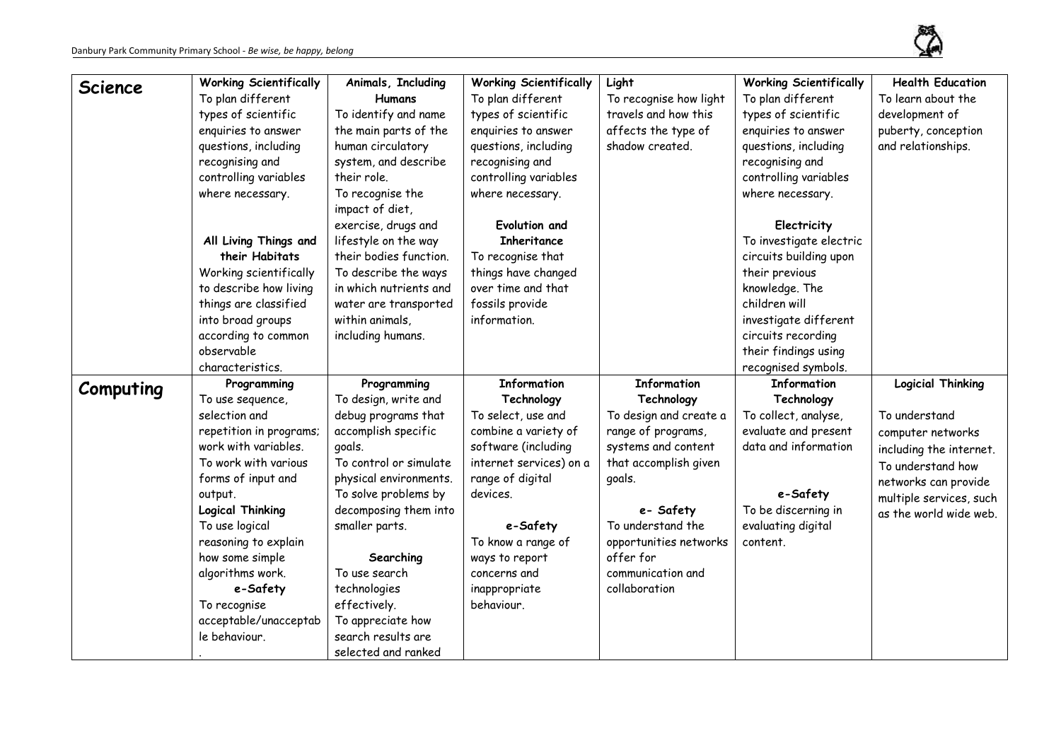| | | | | | | |
|---|---|---|---|---|---|---|
| **Science** | **Working Scientifically**<br>To plan different types of scientific enquiries to answer questions, including recognising and controlling variables where necessary.<br><br>**All Living Things and their Habitats**<br>Working scientifically to describe how living things are classified into broad groups according to common observable characteristics. | **Animals, Including Humans**<br>To identify and name the main parts of the human circulatory system, and describe their role.<br>To recognise the impact of diet, exercise, drugs and lifestyle on the way their bodies function.<br>To describe the ways in which nutrients and water are transported within animals, including humans. | **Working Scientifically**<br>To plan different types of scientific enquiries to answer questions, including recognising and controlling variables where necessary.<br><br>**Evolution and Inheritance**<br>To recognise that things have changed over time and that fossils provide information. | **Light**<br>To recognise how light travels and how this affects the type of shadow created. | **Working Scientifically**<br>To plan different types of scientific enquiries to answer questions, including recognising and controlling variables where necessary.<br><br>**Electricity**<br>To investigate electric circuits building upon their previous knowledge. The children will investigate different circuits recording their findings using recognised symbols. | **Health Education**<br>To learn about the development of puberty, conception and relationships. |
| **Computing** | **Programming**<br>To use sequence, selection and repetition in programs; work with variables.<br>To work with various forms of input and output.<br>**Logical Thinking**<br>To use logical reasoning to explain how some simple algorithms work.<br>**e-Safety**<br>To recognise acceptable/unacceptable behaviour.<br>. | **Programming**<br>To design, write and debug programs that accomplish specific goals.<br>To control or simulate physical environments.<br>To solve problems by decomposing them into smaller parts.<br><br>**Searching**<br>To use search technologies effectively.<br>To appreciate how search results are selected and ranked | **Information Technology**<br>To select, use and combine a variety of software (including internet services) on a range of digital devices.<br><br>**e-Safety**<br>To know a range of ways to report concerns and inappropriate behaviour. | **Information Technology**<br>To design and create a range of programs, systems and content that accomplish given goals.<br><br>**e- Safety**<br>To understand the opportunities networks offer for communication and collaboration | **Information Technology**<br>To collect, analyse, evaluate and present data and information<br><br>**e-Safety**<br>To be discerning in evaluating digital content. | **Logicial Thinking**<br><br>To understand computer networks including the internet.<br>To understand how networks can provide multiple services, such as the world wide web. |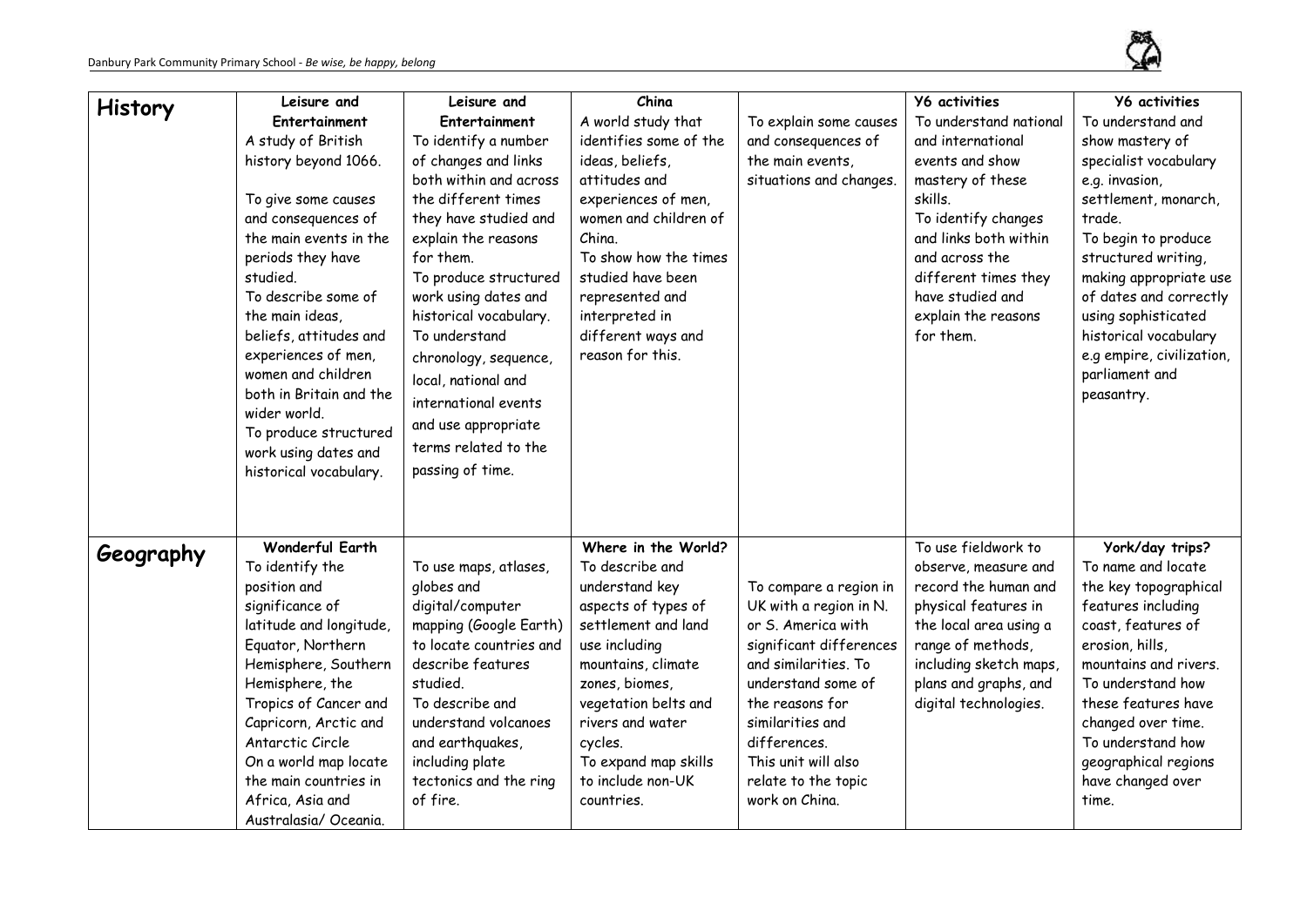| | | | | | | |
|---|---|---|---|---|---|---|
| **History** | **Leisure and Entertainment** A study of British history beyond 1066. To give some causes and consequences of the main events in the periods they have studied. To describe some of the main ideas, beliefs, attitudes and experiences of men, women and children both in Britain and the wider world. To produce structured work using dates and historical vocabulary. | **Leisure and Entertainment** To identify a number of changes and links both within and across the different times they have studied and explain the reasons for them. To produce structured work using dates and historical vocabulary. To understand chronology, sequence, local, national and international events and use appropriate terms related to the passing of time. | **China** A world study that identifies some of the ideas, beliefs, attitudes and experiences of men, women and children of China. To show how the times studied have been represented and interpreted in different ways and reason for this. | To explain some causes and consequences of the main events, situations and changes. | **Y6 activities** To understand national and international events and show mastery of these skills. To identify changes and links both within and across the different times they have studied and explain the reasons for them. | **Y6 activities** To understand and show mastery of specialist vocabulary e.g. invasion, settlement, monarch, trade. To begin to produce structured writing, making appropriate use of dates and correctly using sophisticated historical vocabulary e.g empire, civilization, parliament and peasantry. |
| **Geography** | **Wonderful Earth** To identify the position and significance of latitude and longitude, Equator, Northern Hemisphere, Southern Hemisphere, the Tropics of Cancer and Capricorn, Arctic and Antarctic Circle On a world map locate the main countries in Africa, Asia and Australasia/ Oceania. | To use maps, atlases, globes and digital/computer mapping (Google Earth) to locate countries and describe features studied. To describe and understand volcanoes and earthquakes, including plate tectonics and the ring of fire. | **Where in the World?** To describe and understand key aspects of types of settlement and land use including mountains, climate zones, biomes, vegetation belts and rivers and water cycles. To expand map skills to include non-UK countries. | To compare a region in UK with a region in N. or S. America with significant differences and similarities. To understand some of the reasons for similarities and differences. This unit will also relate to the topic work on China. | To use fieldwork to observe, measure and record the human and physical features in the local area using a range of methods, including sketch maps, plans and graphs, and digital technologies. | **York/day trips?** To name and locate the key topographical features including coast, features of erosion, hills, mountains and rivers. To understand how these features have changed over time. To understand how geographical regions have changed over time. |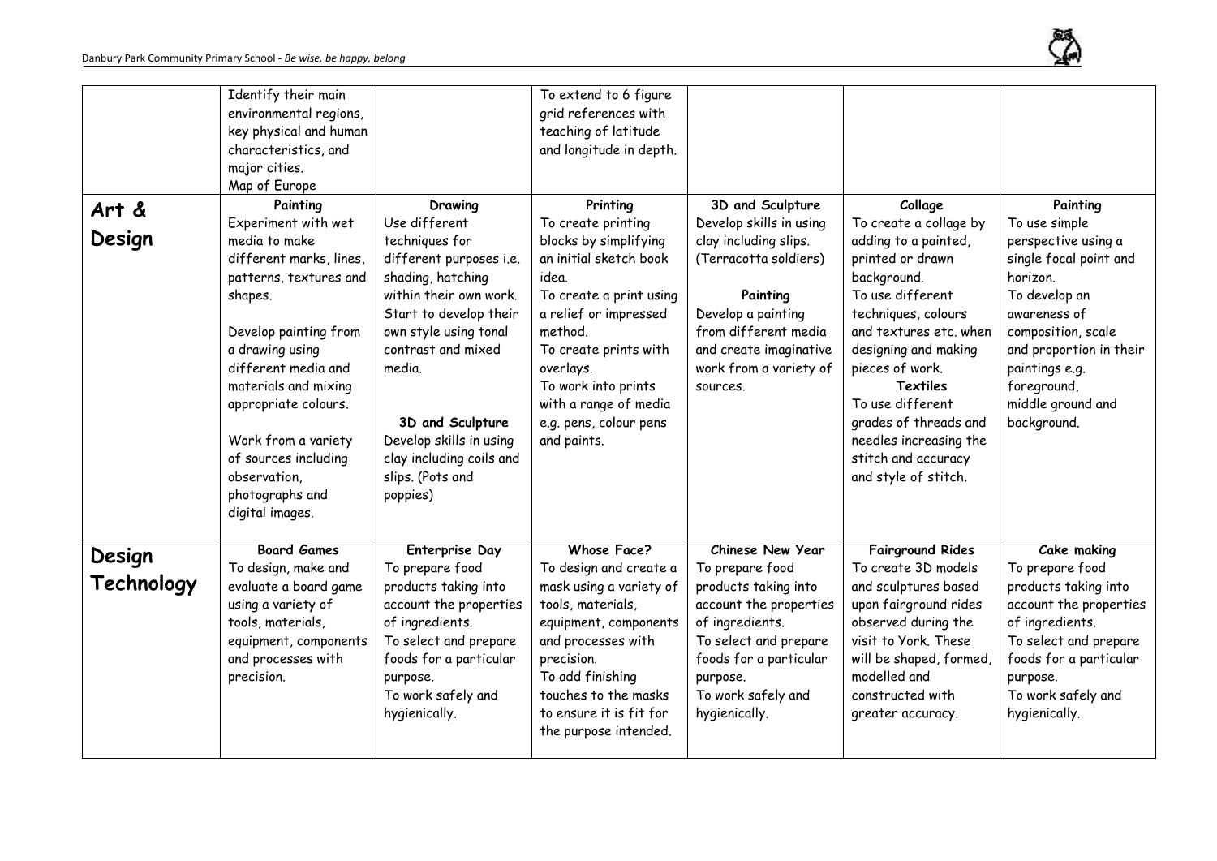| | | | | | | |
|---|---|---|---|---|---|---|
| | Identify their main environmental regions, key physical and human characteristics, and major cities. Map of Europe | | To extend to 6 figure grid references with teaching of latitude and longitude in depth. | | | |
| **Art & Design** | **Painting** Experiment with wet media to make different marks, lines, patterns, textures and shapes. Develop painting from a drawing using different media and materials and mixing appropriate colours. Work from a variety of sources including observation, photographs and digital images. | **Drawing** Use different techniques for different purposes i.e. shading, hatching within their own work. Start to develop their own style using tonal contrast and mixed media. **3D and Sculpture** Develop skills in using clay including coils and slips. (Pots and poppies) | **Printing** To create printing blocks by simplifying an initial sketch book idea. To create a print using a relief or impressed method. To create prints with overlays. To work into prints with a range of media e.g. pens, colour pens and paints. | **3D and Sculpture** Develop skills in using clay including slips. (Terracotta soldiers) **Painting** Develop a painting from different media and create imaginative work from a variety of sources. | **Collage** To create a collage by adding to a painted, printed or drawn background. To use different techniques, colours and textures etc. when designing and making pieces of work. **Textiles** To use different grades of threads and needles increasing the stitch and accuracy and style of stitch. | **Painting** To use simple perspective using a single focal point and horizon. To develop an awareness of composition, scale and proportion in their paintings e.g. foreground, middle ground and background. |
| **Design Technology** | **Board Games** To design, make and evaluate a board game using a variety of tools, materials, equipment, components and processes with precision. | **Enterprise Day** To prepare food products taking into account the properties of ingredients. To select and prepare foods for a particular purpose. To work safely and hygienically. | **Whose Face?** To design and create a mask using a variety of tools, materials, equipment, components and processes with precision. To add finishing touches to the masks to ensure it is fit for the purpose intended. | **Chinese New Year** To prepare food products taking into account the properties of ingredients. To select and prepare foods for a particular purpose. To work safely and hygienically. | **Fairground Rides** To create 3D models and sculptures based upon fairground rides observed during the visit to York. These will be shaped, formed, modelled and constructed with greater accuracy. | **Cake making** To prepare food products taking into account the properties of ingredients. To select and prepare foods for a particular purpose. To work safely and hygienically. |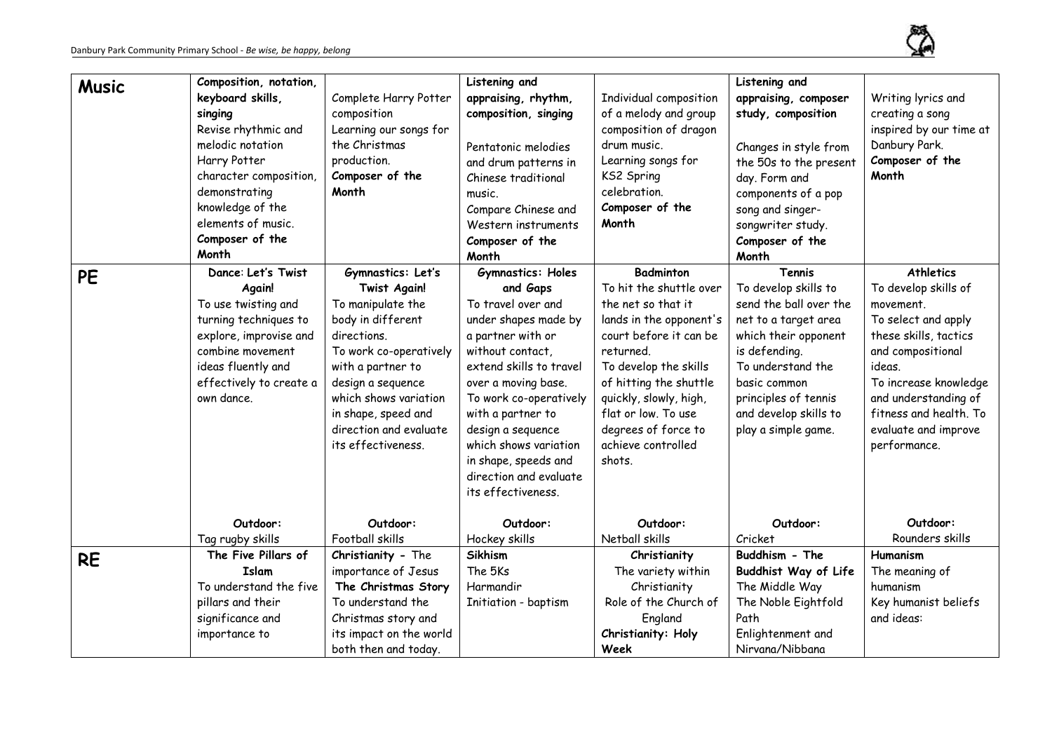| | | | | | | |
|---|---|---|---|---|---|---|
| **Music** | **Composition, notation, keyboard skills, singing**<br>Revise rhythmic and melodic notation<br>Harry Potter character composition, demonstrating knowledge of the elements of music.<br>**Composer of the Month** | Complete Harry Potter composition<br>Learning our songs for the Christmas production.<br>**Composer of the Month** | **Listening and appraising, rhythm, composition, singing**<br>Pentatonic melodies and drum patterns in Chinese traditional music.<br>Compare Chinese and Western instruments<br>**Composer of the Month** | Individual composition of a melody and group composition of dragon drum music.<br>Learning songs for KS2 Spring celebration.<br>**Composer of the Month** | **Listening and appraising, composer study, composition**<br>Changes in style from the 50s to the present day. Form and components of a pop song and singer-songwriter study.<br>**Composer of the Month** | Writing lyrics and creating a song inspired by our time at Danbury Park.<br>**Composer of the Month** |
| **PE** | **Dance: Let's Twist Again!**<br>To use twisting and turning techniques to explore, improvise and combine movement ideas fluently and effectively to create a own dance.<br><br>**Outdoor:**<br>Tag rugby skills | **Gymnastics: Let's Twist Again!**<br>To manipulate the body in different directions.<br>To work co-operatively with a partner to design a sequence which shows variation in shape, speed and direction and evaluate its effectiveness.<br><br>**Outdoor:**<br>Football skills | **Gymnastics: Holes and Gaps**<br>To travel over and under shapes made by a partner with or without contact, extend skills to travel over a moving base.<br>To work co-operatively with a partner to design a sequence which shows variation in shape, speeds and direction and evaluate its effectiveness.<br><br>**Outdoor:**<br>Hockey skills | **Badminton**<br>To hit the shuttle over the net so that it lands in the opponent's court before it can be returned.<br>To develop the skills of hitting the shuttle quickly, slowly, high, flat or low. To use degrees of force to achieve controlled shots.<br><br>**Outdoor:**<br>Netball skills | **Tennis**<br>To develop skills to send the ball over the net to a target area which their opponent is defending.<br>To understand the basic common principles of tennis and develop skills to play a simple game.<br><br>**Outdoor:**<br>Cricket | **Athletics**<br>To develop skills of movement.<br>To select and apply these skills, tactics and compositional ideas.<br>To increase knowledge and understanding of fitness and health. To evaluate and improve performance.<br><br>**Outdoor:**<br>Rounders skills |
| **RE** | **The Five Pillars of Islam**<br>To understand the five pillars and their significance and importance to | **Christianity -** The importance of Jesus<br>**The Christmas Story**<br>To understand the Christmas story and its impact on the world both then and today. | **Sikhism**<br>The 5Ks<br>Harmandir<br>Initiation - baptism | **Christianity**<br>The variety within Christianity<br>Role of the Church of England<br>**Christianity: Holy Week** | **Buddhism - The Buddhist Way of Life**<br>The Middle Way<br>The Noble Eightfold Path<br>Enlightenment and Nirvana/Nibbana | **Humanism**<br>The meaning of humanism<br>Key humanist beliefs and ideas: |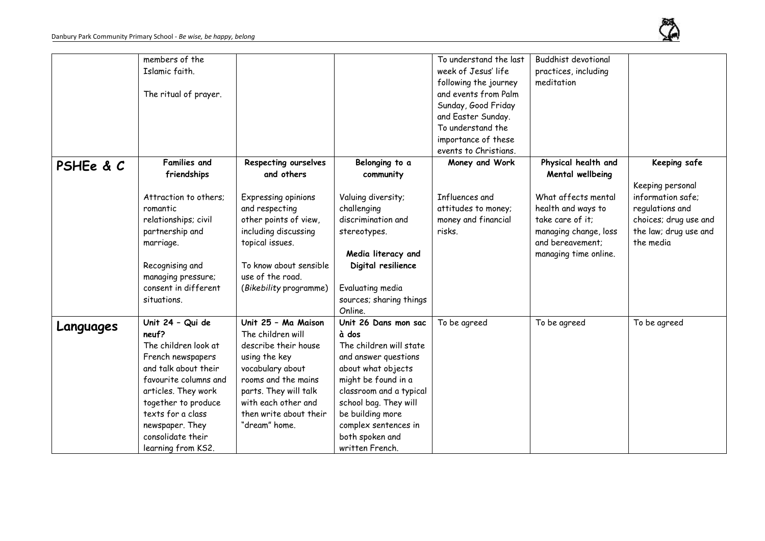| | | | | | | |
|---|---|---|---|---|---|---|
| | members of the Islamic faith.<br><br>The ritual of prayer. | | | To understand the last week of Jesus' life following the journey and events from Palm Sunday, Good Friday and Easter Sunday. To understand the importance of these events to Christians. | Buddhist devotional practices, including meditation | |
| **PSHEe & C** | **Families and friendships**<br><br>Attraction to others; romantic relationships; civil partnership and marriage.<br><br>Recognising and managing pressure; consent in different situations. | **Respecting ourselves and others**<br><br>Expressing opinions and respecting other points of view, including discussing topical issues.<br><br>To know about sensible use of the road. (*Bikebility* programme) | **Belonging to a community**<br><br>Valuing diversity; challenging discrimination and stereotypes.<br><br>**Media literacy and Digital resilience**<br><br>Evaluating media sources; sharing things Online. | **Money and Work**<br><br>Influences and attitudes to money; money and financial risks. | **Physical health and Mental wellbeing**<br><br>What affects mental health and ways to take care of it; managing change, loss and bereavement; managing time online. | **Keeping safe**<br><br>Keeping personal information safe; regulations and choices; drug use and the law; drug use and the media |
| **Languages** | **Unit 24 – Qui de neuf?**<br>The children look at French newspapers and talk about their favourite columns and articles. They work together to produce texts for a class newspaper. They consolidate their learning from KS2. | **Unit 25 – Ma Maison**<br>The children will describe their house using the key vocabulary about rooms and the mains parts. They will talk with each other and then write about their "dream" home. | **Unit 26 Dans mon sac à dos**<br>The children will state and answer questions about what objects might be found in a classroom and a typical school bag. They will be building more complex sentences in both spoken and written French. | To be agreed | To be agreed | To be agreed |